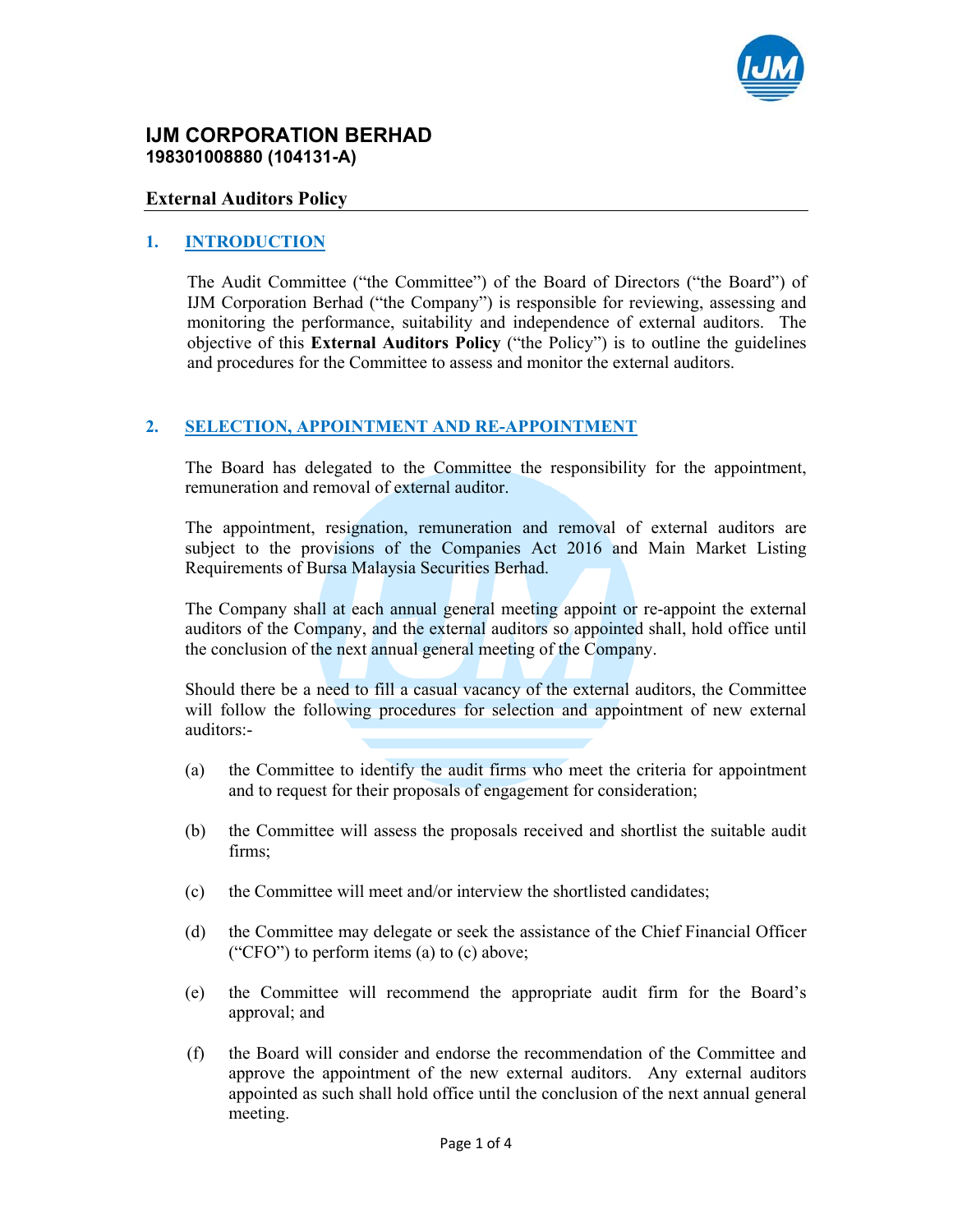# IJM CORPORATION BERHAD

**198301008880 (104131-A)**

## External Auditors Policy

### 1. INTRODUCTION

The Audit Committee ("the Committee") of the Board of Directors ("the Board") of IJM Corporation Berhad ("the Company") is responsible for reviewing, assessing and monitoring the performance, suitability and independence of external auditors. The objective of this **External Auditors Policy** ("the Policy") is to outline the guidelines and procedures for the Committee to assess and monitor the external auditors.

### 2. SELECTION, APPOINTMENT AND RE-APPOINTMENT

The Board has delegated to the Committee the responsibility for the appointment, remuneration and removal of external auditor.

The appointment, resignation, remuneration and removal of external auditors are subject to the provisions of the Companies Act 2016 and Main Market Listing Requirements of Bursa Malaysia Securities Berhad.

The Company shall at each annual general meeting appoint or re-appoint the external auditors of the Company, and the external auditors so appointed shall, hold office until the conclusion of the next annual general meeting of the Company.

Should there be a need to fill a casual vacancy of the external auditors, the Committee will follow the following procedures for selection and appointment of new external auditors:-

(a) the Committee to identify the audit firms who meet the criteria for appointment and to request for their proposals of engagement for consideration;

(b) the Committee will assess the proposals received and shortlist the suitable audit firms;

(c) the Committee will meet and/or interview the shortlisted candidates;

(d) the Committee may delegate or seek the assistance of the Chief Financial Officer ("CFO") to perform items (a) to (c) above;

(e) the Committee will recommend the appropriate audit firm for the Board's approval; and

(f) the Board will consider and endorse the recommendation of the Committee and approve the appointment of the new external auditors. Any external auditors appointed as such shall hold office until the conclusion of the next annual general meeting.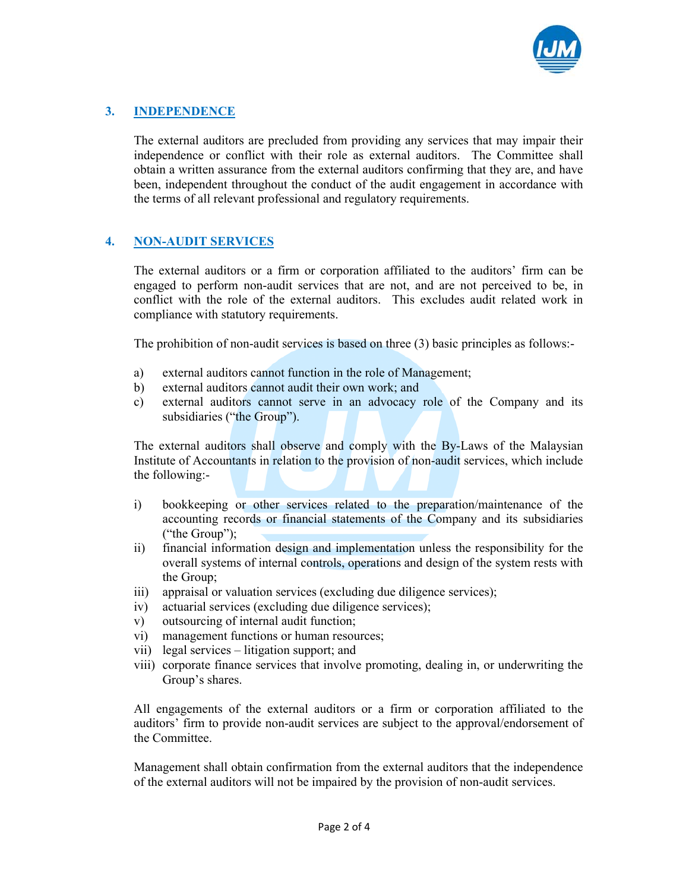## 3. INDEPENDENCE

The external auditors are precluded from providing any services that may impair their independence or conflict with their role as external auditors. The Committee shall obtain a written assurance from the external auditors confirming that they are, and have been, independent throughout the conduct of the audit engagement in accordance with the terms of all relevant professional and regulatory requirements.

## 4. NON-AUDIT SERVICES

The external auditors or a firm or corporation affiliated to the auditors' firm can be engaged to perform non-audit services that are not, and are not perceived to be, in conflict with the role of the external auditors. This excludes audit related work in compliance with statutory requirements.

The prohibition of non-audit services is based on three (3) basic principles as follows:-

a) external auditors cannot function in the role of Management;
b) external auditors cannot audit their own work; and
c) external auditors cannot serve in an advocacy role of the Company and its subsidiaries ("the Group").

The external auditors shall observe and comply with the By-Laws of the Malaysian Institute of Accountants in relation to the provision of non-audit services, which include the following:-

i) bookkeeping or other services related to the preparation/maintenance of the accounting records or financial statements of the Company and its subsidiaries ("the Group");
ii) financial information design and implementation unless the responsibility for the overall systems of internal controls, operations and design of the system rests with the Group;
iii) appraisal or valuation services (excluding due diligence services);
iv) actuarial services (excluding due diligence services);
v) outsourcing of internal audit function;
vi) management functions or human resources;
vii) legal services – litigation support; and
viii) corporate finance services that involve promoting, dealing in, or underwriting the Group's shares.

All engagements of the external auditors or a firm or corporation affiliated to the auditors' firm to provide non-audit services are subject to the approval/endorsement of the Committee.

Management shall obtain confirmation from the external auditors that the independence of the external auditors will not be impaired by the provision of non-audit services.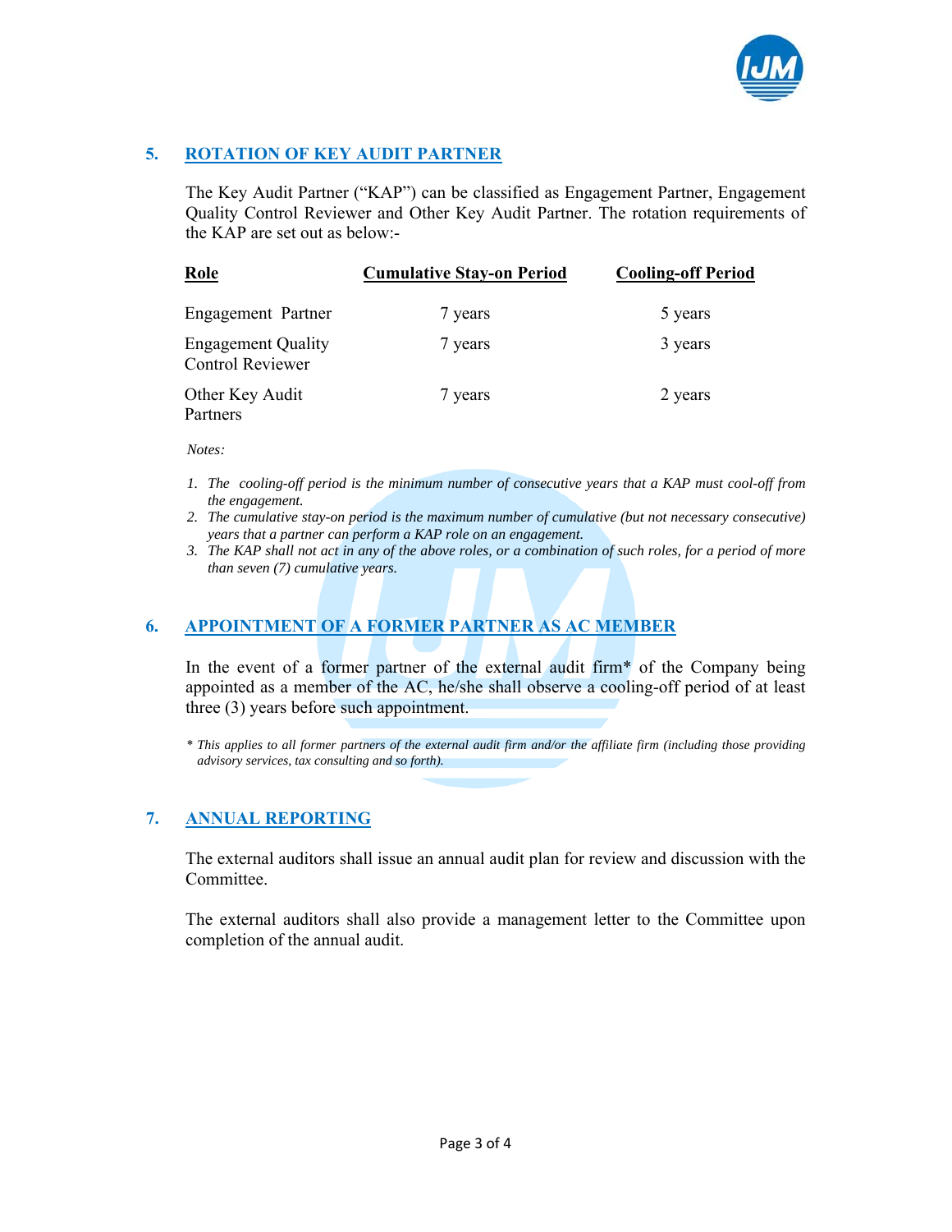## 5. ROTATION OF KEY AUDIT PARTNER

The Key Audit Partner ("KAP") can be classified as Engagement Partner, Engagement Quality Control Reviewer and Other Key Audit Partner. The rotation requirements of the KAP are set out as below:-

| Role | Cumulative Stay-on Period | Cooling-off Period |
| --- | --- | --- |
| Engagement Partner | 7 years | 5 years |
| Engagement Quality Control Reviewer | 7 years | 3 years |
| Other Key Audit Partners | 7 years | 2 years |

*Notes:*

1. *The cooling-off period is the minimum number of consecutive years that a KAP must cool-off from the engagement.*
2. *The cumulative stay-on period is the maximum number of cumulative (but not necessary consecutive) years that a partner can perform a KAP role on an engagement.*
3. *The KAP shall not act in any of the above roles, or a combination of such roles, for a period of more than seven (7) cumulative years.*

## 6. APPOINTMENT OF A FORMER PARTNER AS AC MEMBER

In the event of a former partner of the external audit firm* of the Company being appointed as a member of the AC, he/she shall observe a cooling-off period of at least three (3) years before such appointment.

*\* This applies to all former partners of the external audit firm and/or the affiliate firm (including those providing advisory services, tax consulting and so forth).*

## 7. ANNUAL REPORTING

The external auditors shall issue an annual audit plan for review and discussion with the Committee.

The external auditors shall also provide a management letter to the Committee upon completion of the annual audit.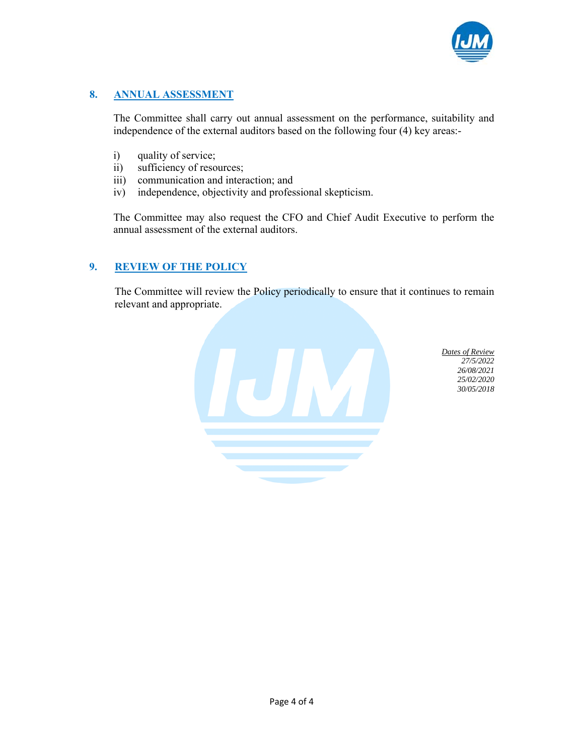## 8. ANNUAL ASSESSMENT

The Committee shall carry out annual assessment on the performance, suitability and independence of the external auditors based on the following four (4) key areas:-

i) quality of service;
ii) sufficiency of resources;
iii) communication and interaction; and
iv) independence, objectivity and professional skepticism.

The Committee may also request the CFO and Chief Audit Executive to perform the annual assessment of the external auditors.

## 9. REVIEW OF THE POLICY

The Committee will review the Policy periodically to ensure that it continues to remain relevant and appropriate.

*Dates of Review*
*27/5/2022*
*26/08/2021*
*25/02/2020*
*30/05/2018*